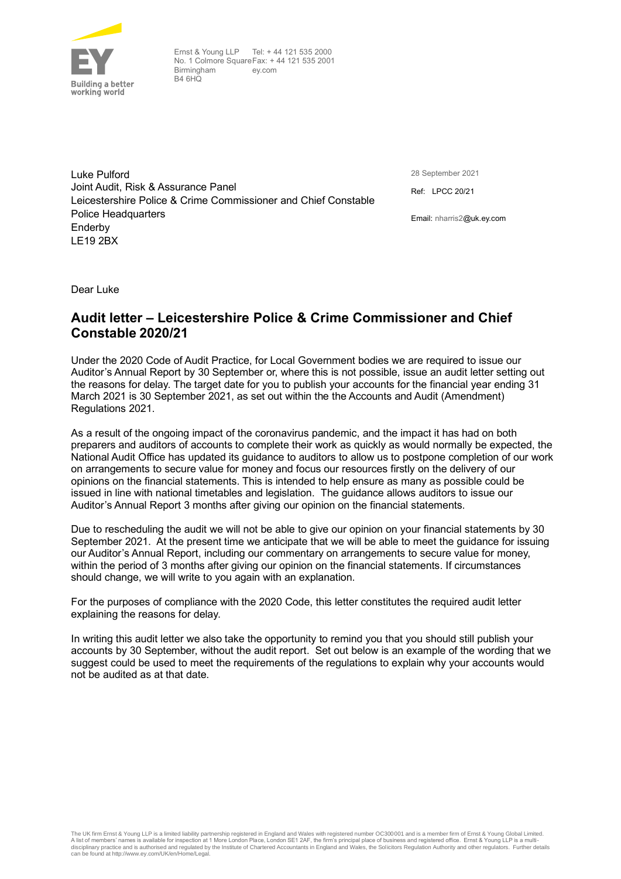Building a better working world

Ernst & Young LLP
No. 1 Colmore Square
Birmingham
B4 6HQ

Tel: + 44 121 535 2000
Fax: + 44 121 535 2001
ey.com

Luke Pulford
Joint Audit, Risk & Assurance Panel
Leicestershire Police & Crime Commissioner and Chief Constable
Police Headquarters
Enderby
LE19 2BX

28 September 2021

Ref: LPCC 20/21

Email: nharris2@uk.ey.com

Dear Luke

## Audit letter – Leicestershire Police & Crime Commissioner and Chief Constable 2020/21

Under the 2020 Code of Audit Practice, for Local Government bodies we are required to issue our Auditor's Annual Report by 30 September or, where this is not possible, issue an audit letter setting out the reasons for delay. The target date for you to publish your accounts for the financial year ending 31 March 2021 is 30 September 2021, as set out within the the Accounts and Audit (Amendment) Regulations 2021.

As a result of the ongoing impact of the coronavirus pandemic, and the impact it has had on both preparers and auditors of accounts to complete their work as quickly as would normally be expected, the National Audit Office has updated its guidance to auditors to allow us to postpone completion of our work on arrangements to secure value for money and focus our resources firstly on the delivery of our opinions on the financial statements. This is intended to help ensure as many as possible could be issued in line with national timetables and legislation. The guidance allows auditors to issue our Auditor's Annual Report 3 months after giving our opinion on the financial statements.

Due to rescheduling the audit we will not be able to give our opinion on your financial statements by 30 September 2021. At the present time we anticipate that we will be able to meet the guidance for issuing our Auditor's Annual Report, including our commentary on arrangements to secure value for money, within the period of 3 months after giving our opinion on the financial statements. If circumstances should change, we will write to you again with an explanation.

For the purposes of compliance with the 2020 Code, this letter constitutes the required audit letter explaining the reasons for delay.

In writing this audit letter we also take the opportunity to remind you that you should still publish your accounts by 30 September, without the audit report. Set out below is an example of the wording that we suggest could be used to meet the requirements of the regulations to explain why your accounts would not be audited as at that date.

The UK firm Ernst & Young LLP is a limited liability partnership registered in England and Wales with registered number OC300001 and is a member firm of Ernst & Young Global Limited. A list of members' names is available for inspection at 1 More London Place, London SE1 2AF, the firm's principal place of business and registered office. Ernst & Young LLP is a multi-disciplinary practice and is authorised and regulated by the Institute of Chartered Accountants in England and Wales, the Solicitors Regulation Authority and other regulators. Further details can be found at http://www.ey.com/UK/en/Home/Legal.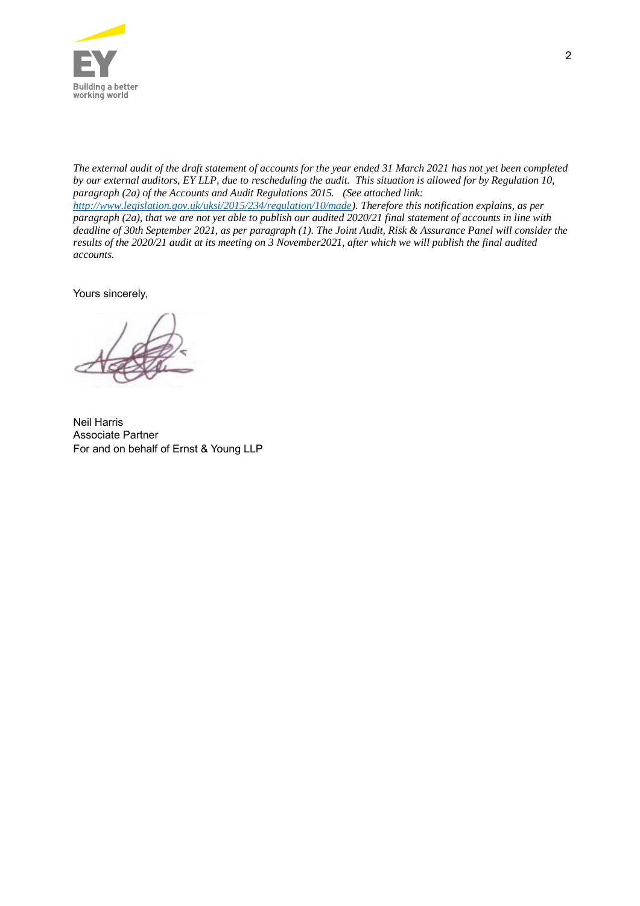*The external audit of the draft statement of accounts for the year ended 31 March 2021 has not yet been completed by our external auditors, EY LLP, due to rescheduling the audit. This situation is allowed for by Regulation 10, paragraph (2a) of the Accounts and Audit Regulations 2015. (See attached link: [http://www.legislation.gov.uk/uksi/2015/234/regulation/10/made](http://www.legislation.gov.uk/uksi/2015/234/regulation/10/made)). Therefore this notification explains, as per paragraph (2a), that we are not yet able to publish our audited 2020/21 final statement of accounts in line with deadline of 30th September 2021, as per paragraph (1). The Joint Audit, Risk & Assurance Panel will consider the results of the 2020/21 audit at its meeting on 3 November2021, after which we will publish the final audited accounts.*

Yours sincerely,

Neil Harris
Associate Partner
For and on behalf of Ernst & Young LLP